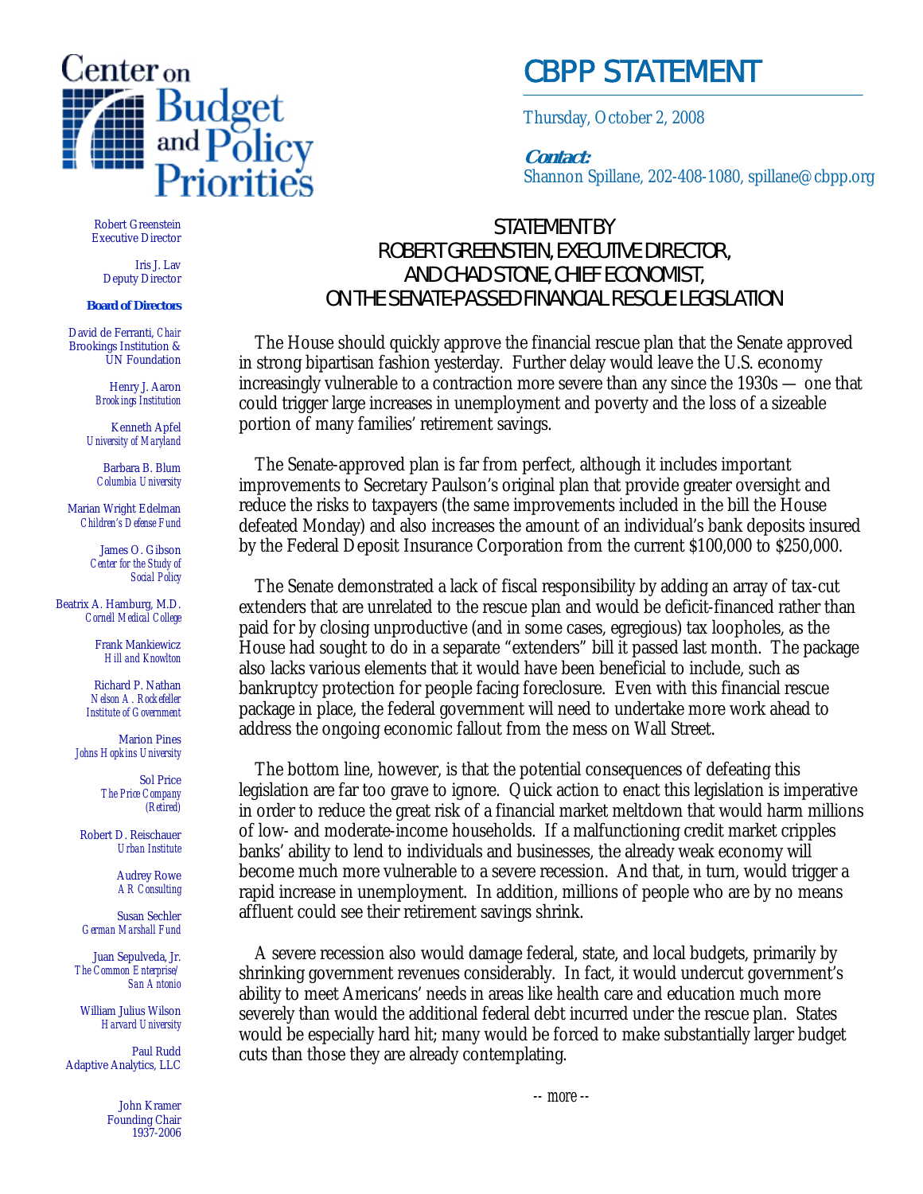# Center on Budget and Policy Priorities

## CBPP STATEMENT

Thursday, October 2, 2008

**Contact:**
Shannon Spillane, 202-408-1080, spillane@cbpp.org

Robert Greenstein
Executive Director

Iris J. Lav
Deputy Director

**Board of Directors**

David de Ferranti, *Chair*
Brookings Institution & UN Foundation

Henry J. Aaron
*Brookings Institution*

Kenneth Apfel
*University of Maryland*

Barbara B. Blum
*Columbia University*

Marian Wright Edelman
*Children's Defense Fund*

James O. Gibson
*Center for the Study of Social Policy*

Beatrix A. Hamburg, M.D.
*Cornell Medical College*

Frank Mankiewicz
*Hill and Knowlton*

Richard P. Nathan
*Nelson A. Rockefeller Institute of Government*

Marion Pines
*Johns Hopkins University*

Sol Price
*The Price Company (Retired)*

Robert D. Reischauer
*Urban Institute*

Audrey Rowe
*AR Consulting*

Susan Sechler
*German Marshall Fund*

Juan Sepulveda, Jr.
*The Common Enterprise/ San Antonio*

William Julius Wilson
*Harvard University*

Paul Rudd
Adaptive Analytics, LLC

John Kramer
Founding Chair
1937-2006

## STATEMENT BY ROBERT GREENSTEIN, EXECUTIVE DIRECTOR, AND CHAD STONE, CHIEF ECONOMIST, ON THE SENATE-PASSED FINANCIAL RESCUE LEGISLATION

The House should quickly approve the financial rescue plan that the Senate approved in strong bipartisan fashion yesterday. Further delay would leave the U.S. economy increasingly vulnerable to a contraction more severe than any since the 1930s — one that could trigger large increases in unemployment and poverty and the loss of a sizeable portion of many families' retirement savings.

The Senate-approved plan is far from perfect, although it includes important improvements to Secretary Paulson's original plan that provide greater oversight and reduce the risks to taxpayers (the same improvements included in the bill the House defeated Monday) and also increases the amount of an individual's bank deposits insured by the Federal Deposit Insurance Corporation from the current $100,000 to $250,000.

The Senate demonstrated a lack of fiscal responsibility by adding an array of tax-cut extenders that are unrelated to the rescue plan and would be deficit-financed rather than paid for by closing unproductive (and in some cases, egregious) tax loopholes, as the House had sought to do in a separate "extenders" bill it passed last month. The package also lacks various elements that it would have been beneficial to include, such as bankruptcy protection for people facing foreclosure. Even with this financial rescue package in place, the federal government will need to undertake more work ahead to address the ongoing economic fallout from the mess on Wall Street.

The bottom line, however, is that the potential consequences of defeating this legislation are far too grave to ignore. Quick action to enact this legislation is imperative in order to reduce the great risk of a financial market meltdown that would harm millions of low- and moderate-income households. If a malfunctioning credit market cripples banks' ability to lend to individuals and businesses, the already weak economy will become much more vulnerable to a severe recession. And that, in turn, would trigger a rapid increase in unemployment. In addition, millions of people who are by no means affluent could see their retirement savings shrink.

A severe recession also would damage federal, state, and local budgets, primarily by shrinking government revenues considerably. In fact, it would undercut government's ability to meet Americans' needs in areas like health care and education much more severely than would the additional federal debt incurred under the rescue plan. States would be especially hard hit; many would be forced to make substantially larger budget cuts than those they are already contemplating.

-- more --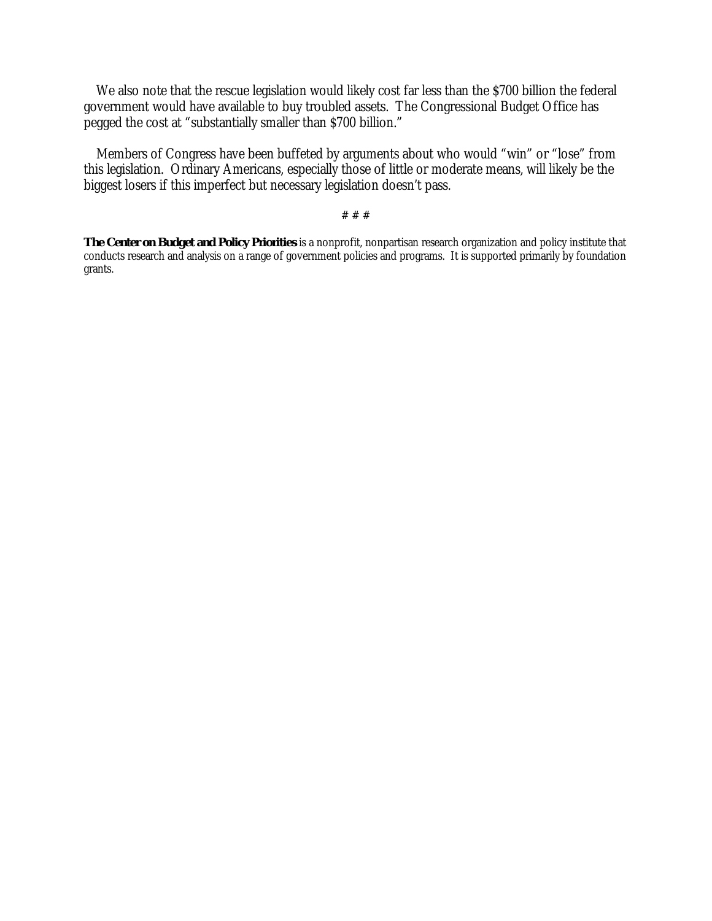We also note that the rescue legislation would likely cost far less than the $700 billion the federal government would have available to buy troubled assets. The Congressional Budget Office has pegged the cost at "substantially smaller than $700 billion."

Members of Congress have been buffeted by arguments about who would "win" or "lose" from this legislation. Ordinary Americans, especially those of little or moderate means, will likely be the biggest losers if this imperfect but necessary legislation doesn't pass.

# # #

**The Center on Budget and Policy Priorities** is a nonprofit, nonpartisan research organization and policy institute that conducts research and analysis on a range of government policies and programs. It is supported primarily by foundation grants.